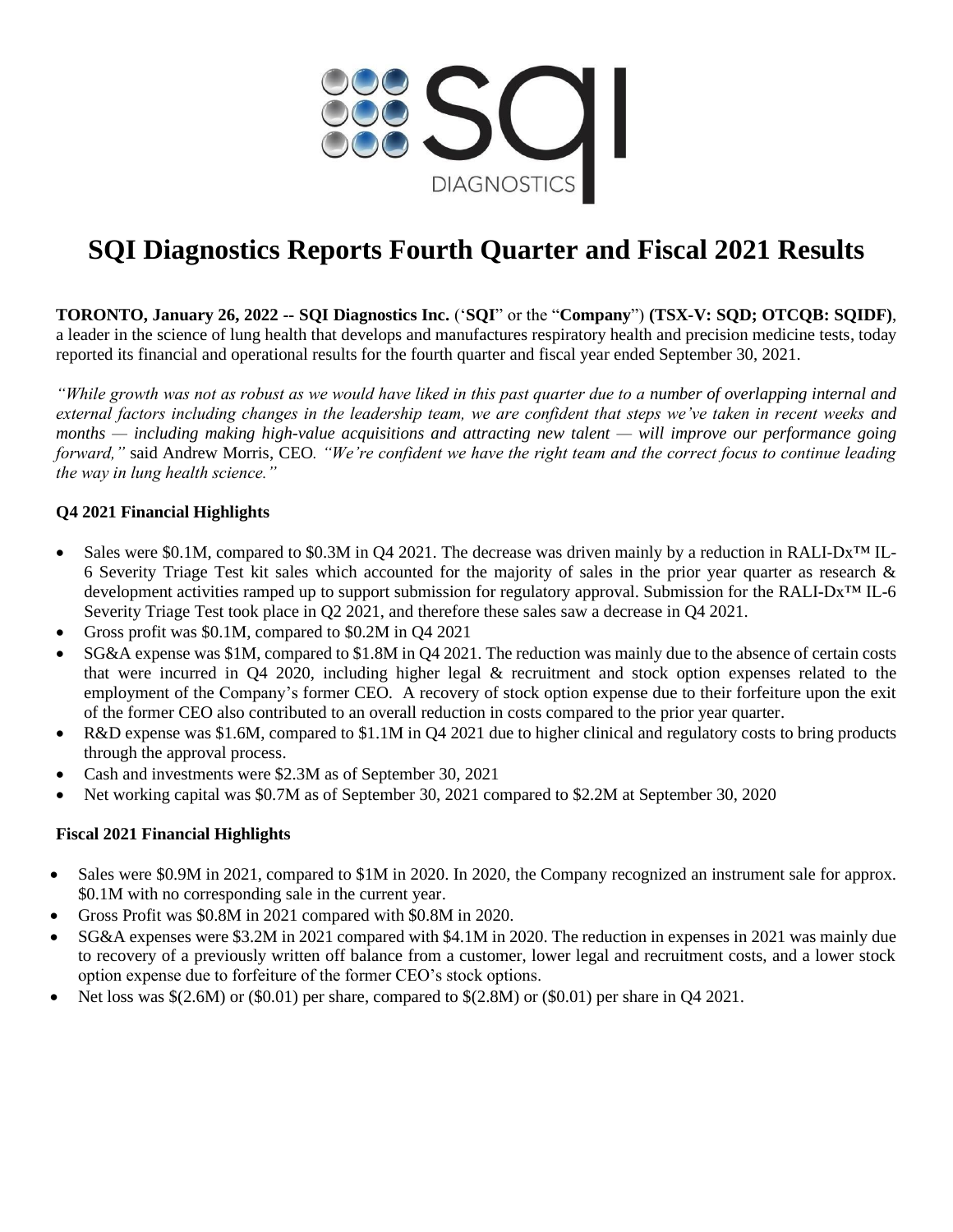# SQI Diagnostics Reports Fourth Quarter and Fiscal 2021 Results

**TORONTO, January 26, 2022 -- SQI Diagnostics Inc.** ('**SQI**" or the "**Company**") **(TSX-V: SQD; OTCQB: SQIDF)**, a leader in the science of lung health that develops and manufactures respiratory health and precision medicine tests, today reported its financial and operational results for the fourth quarter and fiscal year ended September 30, 2021.

*"While growth was not as robust as we would have liked in this past quarter due to a number of overlapping internal and external factors including changes in the leadership team, we are confident that steps we've taken in recent weeks and months — including making high-value acquisitions and attracting new talent — will improve our performance going forward,"* said Andrew Morris, CEO*. "We're confident we have the right team and the correct focus to continue leading the way in lung health science."*

### Q4 2021 Financial Highlights

- Sales were $0.1M, compared to $0.3M in Q4 2021. The decrease was driven mainly by a reduction in RALI-Dx™ IL-6 Severity Triage Test kit sales which accounted for the majority of sales in the prior year quarter as research & development activities ramped up to support submission for regulatory approval. Submission for the RALI-Dx™ IL-6 Severity Triage Test took place in Q2 2021, and therefore these sales saw a decrease in Q4 2021.
- Gross profit was $0.1M, compared to $0.2M in Q4 2021
- SG&A expense was $1M, compared to $1.8M in Q4 2021. The reduction was mainly due to the absence of certain costs that were incurred in Q4 2020, including higher legal & recruitment and stock option expenses related to the employment of the Company's former CEO. A recovery of stock option expense due to their forfeiture upon the exit of the former CEO also contributed to an overall reduction in costs compared to the prior year quarter.
- R&D expense was $1.6M, compared to $1.1M in Q4 2021 due to higher clinical and regulatory costs to bring products through the approval process.
- Cash and investments were $2.3M as of September 30, 2021
- Net working capital was $0.7M as of September 30, 2021 compared to $2.2M at September 30, 2020

### Fiscal 2021 Financial Highlights

- Sales were $0.9M in 2021, compared to $1M in 2020. In 2020, the Company recognized an instrument sale for approx. $0.1M with no corresponding sale in the current year.
- Gross Profit was $0.8M in 2021 compared with $0.8M in 2020.
- SG&A expenses were $3.2M in 2021 compared with $4.1M in 2020. The reduction in expenses in 2021 was mainly due to recovery of a previously written off balance from a customer, lower legal and recruitment costs, and a lower stock option expense due to forfeiture of the former CEO's stock options.
- Net loss was $(2.6M) or ($0.01) per share, compared to $(2.8M) or ($0.01) per share in Q4 2021.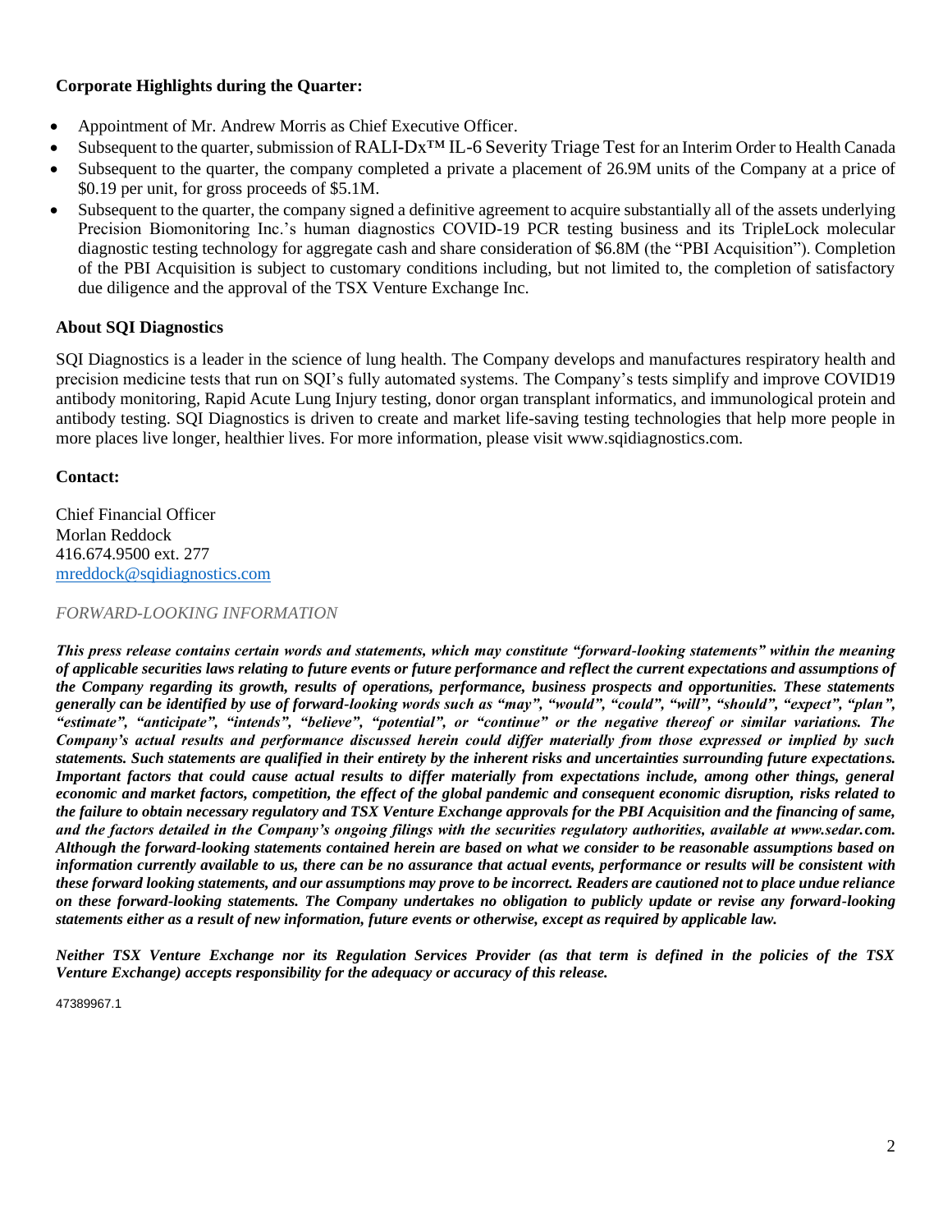**Corporate Highlights during the Quarter:**

- Appointment of Mr. Andrew Morris as Chief Executive Officer.
- Subsequent to the quarter, submission of RALI-Dx™ IL-6 Severity Triage Test for an Interim Order to Health Canada
- Subsequent to the quarter, the company completed a private a placement of 26.9M units of the Company at a price of $0.19 per unit, for gross proceeds of $5.1M.
- Subsequent to the quarter, the company signed a definitive agreement to acquire substantially all of the assets underlying Precision Biomonitoring Inc.'s human diagnostics COVID-19 PCR testing business and its TripleLock molecular diagnostic testing technology for aggregate cash and share consideration of $6.8M (the "PBI Acquisition"). Completion of the PBI Acquisition is subject to customary conditions including, but not limited to, the completion of satisfactory due diligence and the approval of the TSX Venture Exchange Inc.

**About SQI Diagnostics**

SQI Diagnostics is a leader in the science of lung health. The Company develops and manufactures respiratory health and precision medicine tests that run on SQI's fully automated systems. The Company's tests simplify and improve COVID19 antibody monitoring, Rapid Acute Lung Injury testing, donor organ transplant informatics, and immunological protein and antibody testing. SQI Diagnostics is driven to create and market life-saving testing technologies that help more people in more places live longer, healthier lives. For more information, please visit www.sqidiagnostics.com.

**Contact:**

Chief Financial Officer
Morlan Reddock
416.674.9500 ext. 277
mreddock@sqidiagnostics.com

*FORWARD-LOOKING INFORMATION*

***This press release contains certain words and statements, which may constitute "forward-looking statements" within the meaning of applicable securities laws relating to future events or future performance and reflect the current expectations and assumptions of the Company regarding its growth, results of operations, performance, business prospects and opportunities. These statements generally can be identified by use of forward-looking words such as "may", "would", "could", "will", "should", "expect", "plan", "estimate", "anticipate", "intends", "believe", "potential", or "continue" or the negative thereof or similar variations. The Company's actual results and performance discussed herein could differ materially from those expressed or implied by such statements. Such statements are qualified in their entirety by the inherent risks and uncertainties surrounding future expectations. Important factors that could cause actual results to differ materially from expectations include, among other things, general economic and market factors, competition, the effect of the global pandemic and consequent economic disruption, risks related to the failure to obtain necessary regulatory and TSX Venture Exchange approvals for the PBI Acquisition and the financing of same, and the factors detailed in the Company's ongoing filings with the securities regulatory authorities, available at www.sedar.com. Although the forward-looking statements contained herein are based on what we consider to be reasonable assumptions based on information currently available to us, there can be no assurance that actual events, performance or results will be consistent with these forward looking statements, and our assumptions may prove to be incorrect. Readers are cautioned not to place undue reliance on these forward-looking statements. The Company undertakes no obligation to publicly update or revise any forward-looking statements either as a result of new information, future events or otherwise, except as required by applicable law.***

***Neither TSX Venture Exchange nor its Regulation Services Provider (as that term is defined in the policies of the TSX Venture Exchange) accepts responsibility for the adequacy or accuracy of this release.***

47389967.1